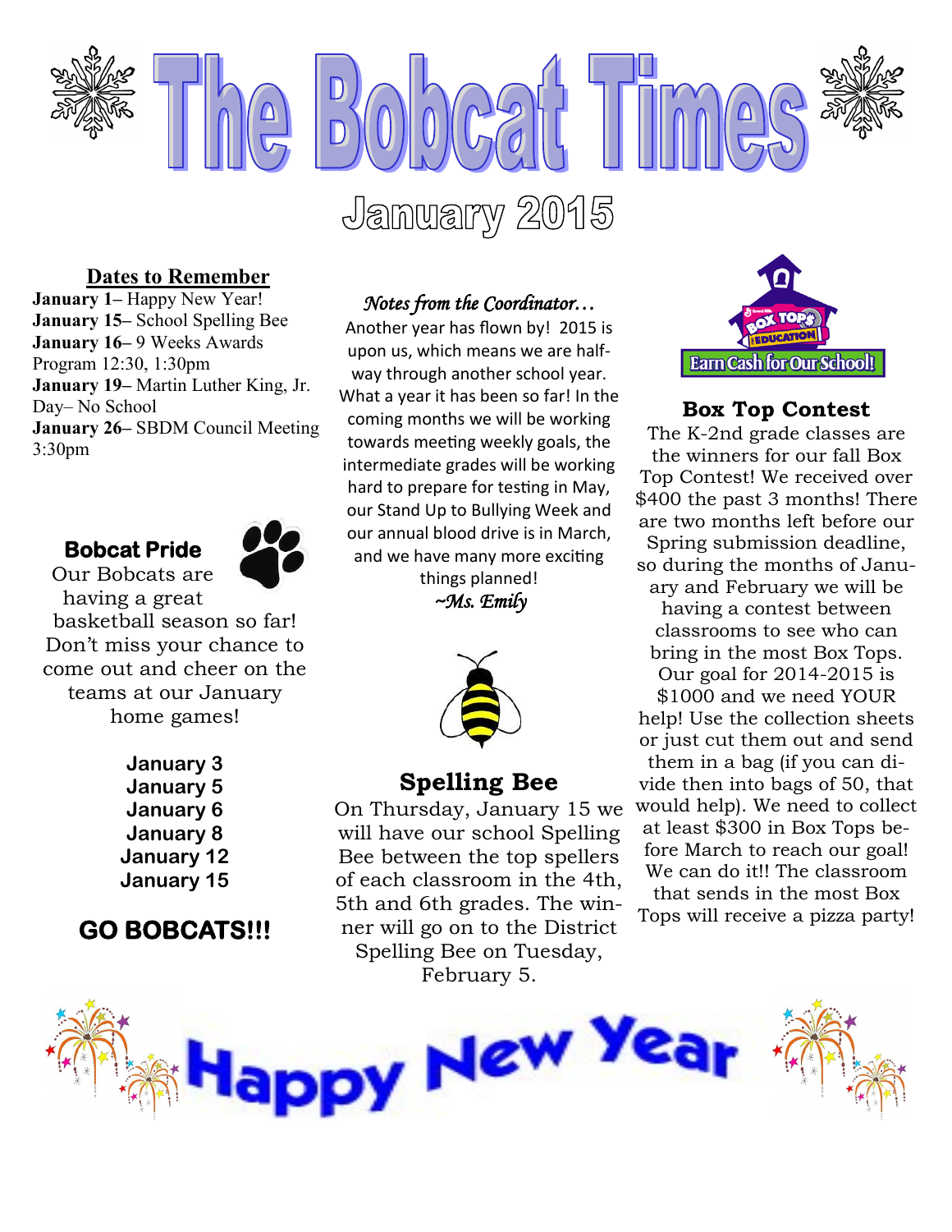# The Bobcat Times

## January 2015

### Dates to Remember

**January 1**– Happy New Year!
**January 15**– School Spelling Bee
**January 16**– 9 Weeks Awards Program 12:30, 1:30pm
**January 19**– Martin Luther King, Jr. Day– No School
**January 26**– SBDM Council Meeting 3:30pm

### Bobcat Pride

Our Bobcats are having a great basketball season so far! Don't miss your chance to come out and cheer on the teams at our January home games!

**January 3**
**January 5**
**January 6**
**January 8**
**January 12**
**January 15**

**GO BOBCATS!!!**

### *Notes from the Coordinator…*

Another year has flown by! 2015 is upon us, which means we are half-way through another school year. What a year it has been so far! In the coming months we will be working towards meeting weekly goals, the intermediate grades will be working hard to prepare for testing in May, our Stand Up to Bullying Week and our annual blood drive is in March, and we have many more exciting things planned!

*~Ms. Emily*

### Spelling Bee

On Thursday, January 15 we will have our school Spelling Bee between the top spellers of each classroom in the 4th, 5th and 6th grades. The winner will go on to the District Spelling Bee on Tuesday, February 5.

Box Tops for Education — Earn Cash for Our School!

### Box Top Contest

The K-2nd grade classes are the winners for our fall Box Top Contest! We received over $400 the past 3 months! There are two months left before our Spring submission deadline, so during the months of January and February we will be having a contest between classrooms to see who can bring in the most Box Tops. Our goal for 2014-2015 is $1000 and we need YOUR help! Use the collection sheets or just cut them out and send them in a bag (if you can divide then into bags of 50, that would help). We need to collect at least $300 in Box Tops before March to reach our goal! We can do it!! The classroom that sends in the most Box Tops will receive a pizza party!

**Happy New Year**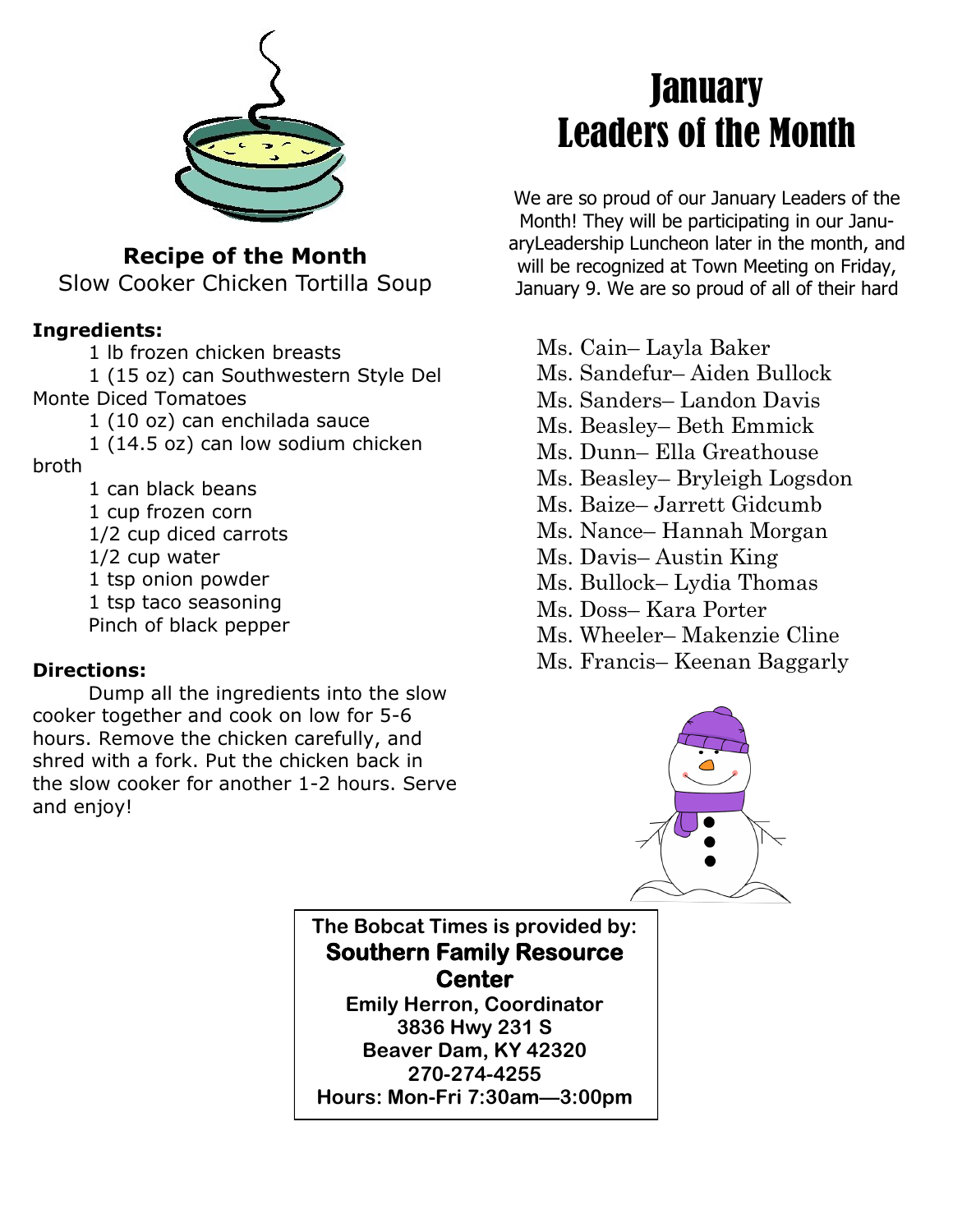## Recipe of the Month

Slow Cooker Chicken Tortilla Soup

**Ingredients:**

1 lb frozen chicken breasts
1 (15 oz) can Southwestern Style Del Monte Diced Tomatoes
1 (10 oz) can enchilada sauce
1 (14.5 oz) can low sodium chicken broth
1 can black beans
1 cup frozen corn
1/2 cup diced carrots
1/2 cup water
1 tsp onion powder
1 tsp taco seasoning
Pinch of black pepper

**Directions:**

Dump all the ingredients into the slow cooker together and cook on low for 5-6 hours. Remove the chicken carefully, and shred with a fork. Put the chicken back in the slow cooker for another 1-2 hours. Serve and enjoy!

# January Leaders of the Month

We are so proud of our January Leaders of the Month! They will be participating in our JanuaryLeadership Luncheon later in the month, and will be recognized at Town Meeting on Friday, January 9. We are so proud of all of their hard

Ms. Cain– Layla Baker
Ms. Sandefur– Aiden Bullock
Ms. Sanders– Landon Davis
Ms. Beasley– Beth Emmick
Ms. Dunn– Ella Greathouse
Ms. Beasley– Bryleigh Logsdon
Ms. Baize– Jarrett Gidcumb
Ms. Nance– Hannah Morgan
Ms. Davis– Austin King
Ms. Bullock– Lydia Thomas
Ms. Doss– Kara Porter
Ms. Wheeler– Makenzie Cline
Ms. Francis– Keenan Baggarly

**The Bobcat Times is provided by:**
**Southern Family Resource Center**
**Emily Herron, Coordinator**
**3836 Hwy 231 S**
**Beaver Dam, KY 42320**
**270-274-4255**
**Hours: Mon-Fri 7:30am—3:00pm**